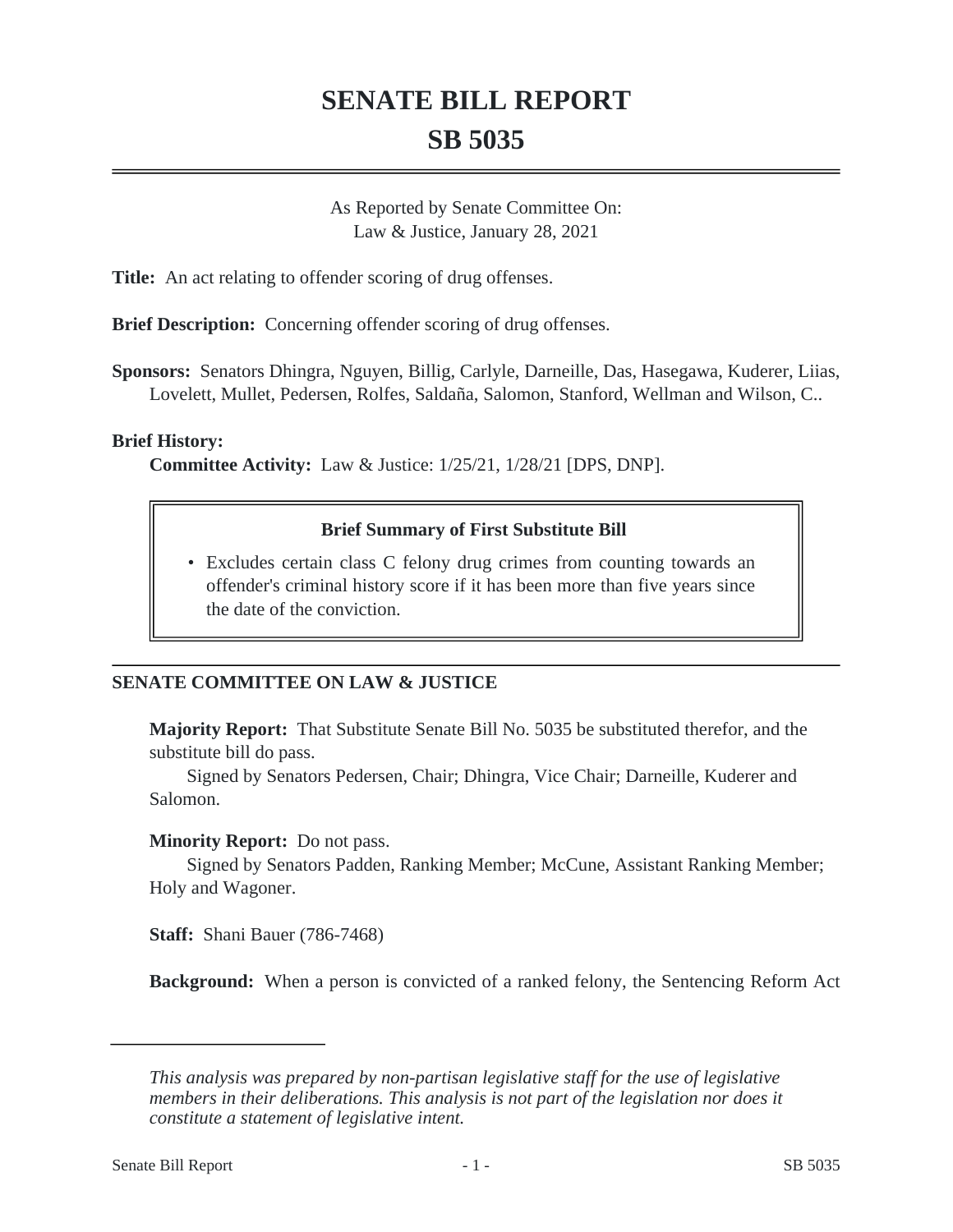# SENATE BILL REPORT

# SB 5035

As Reported by Senate Committee On:
Law & Justice, January 28, 2021

**Title:** An act relating to offender scoring of drug offenses.

**Brief Description:** Concerning offender scoring of drug offenses.

**Sponsors:** Senators Dhingra, Nguyen, Billig, Carlyle, Darneille, Das, Hasegawa, Kuderer, Liias, Lovelett, Mullet, Pedersen, Rolfes, Saldaña, Salomon, Stanford, Wellman and Wilson, C..

**Brief History:**

**Committee Activity:** Law & Justice: 1/25/21, 1/28/21 [DPS, DNP].

> **Brief Summary of First Substitute Bill**
>
> - Excludes certain class C felony drug crimes from counting towards an offender's criminal history score if it has been more than five years since the date of the conviction.

## SENATE COMMITTEE ON LAW & JUSTICE

**Majority Report:** That Substitute Senate Bill No. 5035 be substituted therefor, and the substitute bill do pass.

Signed by Senators Pedersen, Chair; Dhingra, Vice Chair; Darneille, Kuderer and Salomon.

**Minority Report:** Do not pass.

Signed by Senators Padden, Ranking Member; McCune, Assistant Ranking Member; Holy and Wagoner.

**Staff:** Shani Bauer (786-7468)

**Background:** When a person is convicted of a ranked felony, the Sentencing Reform Act

---

*This analysis was prepared by non-partisan legislative staff for the use of legislative members in their deliberations. This analysis is not part of the legislation nor does it constitute a statement of legislative intent.*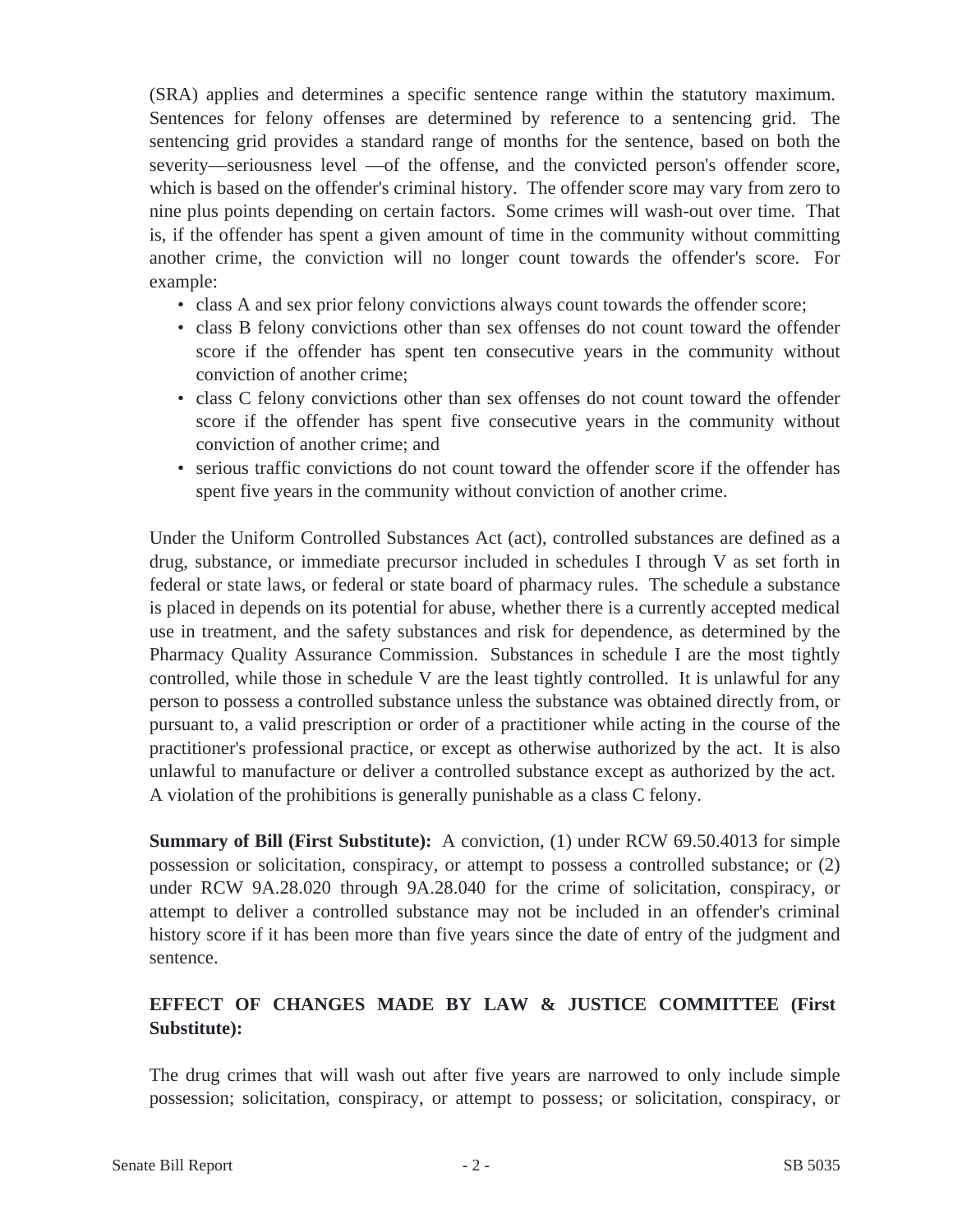(SRA) applies and determines a specific sentence range within the statutory maximum. Sentences for felony offenses are determined by reference to a sentencing grid. The sentencing grid provides a standard range of months for the sentence, based on both the severity—seriousness level —of the offense, and the convicted person's offender score, which is based on the offender's criminal history. The offender score may vary from zero to nine plus points depending on certain factors. Some crimes will wash-out over time. That is, if the offender has spent a given amount of time in the community without committing another crime, the conviction will no longer count towards the offender's score. For example:

- class A and sex prior felony convictions always count towards the offender score;
- class B felony convictions other than sex offenses do not count toward the offender score if the offender has spent ten consecutive years in the community without conviction of another crime;
- class C felony convictions other than sex offenses do not count toward the offender score if the offender has spent five consecutive years in the community without conviction of another crime; and
- serious traffic convictions do not count toward the offender score if the offender has spent five years in the community without conviction of another crime.

Under the Uniform Controlled Substances Act (act), controlled substances are defined as a drug, substance, or immediate precursor included in schedules I through V as set forth in federal or state laws, or federal or state board of pharmacy rules. The schedule a substance is placed in depends on its potential for abuse, whether there is a currently accepted medical use in treatment, and the safety substances and risk for dependence, as determined by the Pharmacy Quality Assurance Commission. Substances in schedule I are the most tightly controlled, while those in schedule V are the least tightly controlled. It is unlawful for any person to possess a controlled substance unless the substance was obtained directly from, or pursuant to, a valid prescription or order of a practitioner while acting in the course of the practitioner's professional practice, or except as otherwise authorized by the act. It is also unlawful to manufacture or deliver a controlled substance except as authorized by the act. A violation of the prohibitions is generally punishable as a class C felony.

**Summary of Bill (First Substitute):** A conviction, (1) under RCW 69.50.4013 for simple possession or solicitation, conspiracy, or attempt to possess a controlled substance; or (2) under RCW 9A.28.020 through 9A.28.040 for the crime of solicitation, conspiracy, or attempt to deliver a controlled substance may not be included in an offender's criminal history score if it has been more than five years since the date of entry of the judgment and sentence.

**EFFECT OF CHANGES MADE BY LAW & JUSTICE COMMITTEE (First Substitute):**

The drug crimes that will wash out after five years are narrowed to only include simple possession; solicitation, conspiracy, or attempt to possess; or solicitation, conspiracy, or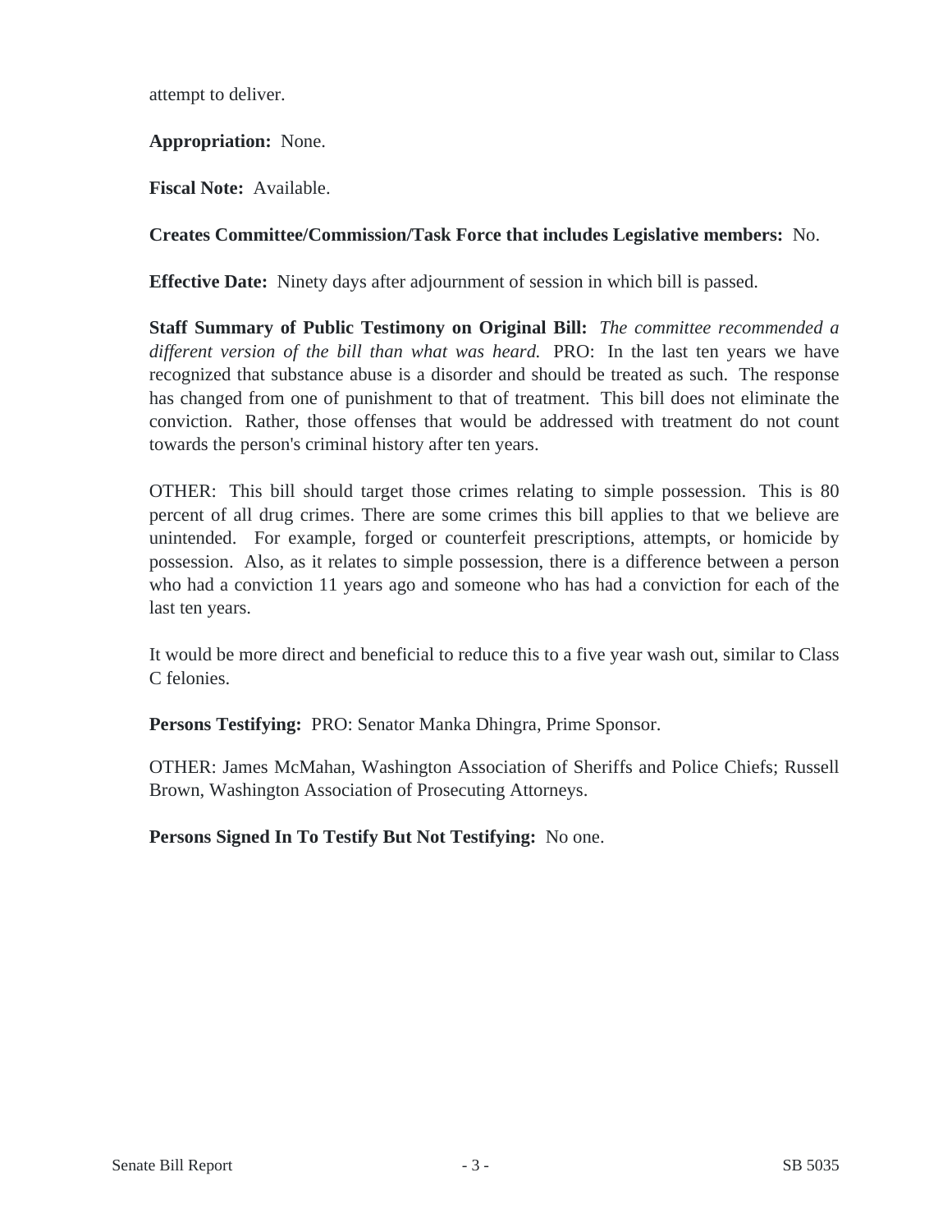attempt to deliver.

**Appropriation:** None.

**Fiscal Note:** Available.

**Creates Committee/Commission/Task Force that includes Legislative members:** No.

**Effective Date:** Ninety days after adjournment of session in which bill is passed.

**Staff Summary of Public Testimony on Original Bill:** *The committee recommended a different version of the bill than what was heard.* PRO: In the last ten years we have recognized that substance abuse is a disorder and should be treated as such. The response has changed from one of punishment to that of treatment. This bill does not eliminate the conviction. Rather, those offenses that would be addressed with treatment do not count towards the person's criminal history after ten years.

OTHER: This bill should target those crimes relating to simple possession. This is 80 percent of all drug crimes. There are some crimes this bill applies to that we believe are unintended. For example, forged or counterfeit prescriptions, attempts, or homicide by possession. Also, as it relates to simple possession, there is a difference between a person who had a conviction 11 years ago and someone who has had a conviction for each of the last ten years.

It would be more direct and beneficial to reduce this to a five year wash out, similar to Class C felonies.

**Persons Testifying:** PRO: Senator Manka Dhingra, Prime Sponsor.

OTHER: James McMahan, Washington Association of Sheriffs and Police Chiefs; Russell Brown, Washington Association of Prosecuting Attorneys.

**Persons Signed In To Testify But Not Testifying:** No one.